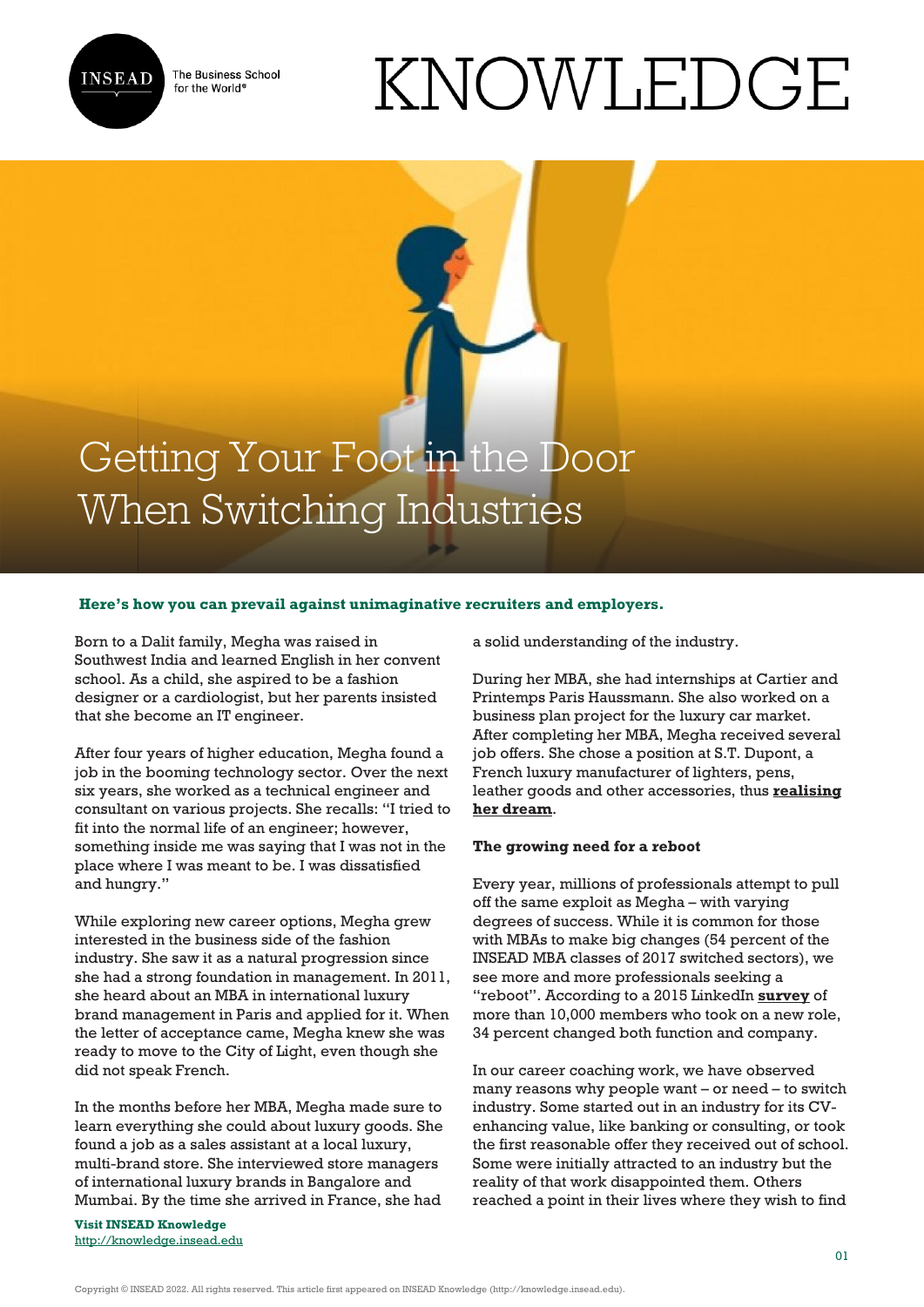# Getting Your Foot in the Door When Switching Industries

**Here's how you can prevail against unimaginative recruiters and employers.**

Born to a Dalit family, Megha was raised in Southwest India and learned English in her convent school. As a child, she aspired to be a fashion designer or a cardiologist, but her parents insisted that she become an IT engineer.

After four years of higher education, Megha found a job in the booming technology sector. Over the next six years, she worked as a technical engineer and consultant on various projects. She recalls: "I tried to fit into the normal life of an engineer; however, something inside me was saying that I was not in the place where I was meant to be. I was dissatisfied and hungry."

While exploring new career options, Megha grew interested in the business side of the fashion industry. She saw it as a natural progression since she had a strong foundation in management. In 2011, she heard about an MBA in international luxury brand management in Paris and applied for it. When the letter of acceptance came, Megha knew she was ready to move to the City of Light, even though she did not speak French.

In the months before her MBA, Megha made sure to learn everything she could about luxury goods. She found a job as a sales assistant at a local luxury, multi-brand store. She interviewed store managers of international luxury brands in Bangalore and Mumbai. By the time she arrived in France, she had a solid understanding of the industry.

During her MBA, she had internships at Cartier and Printemps Paris Haussmann. She also worked on a business plan project for the luxury car market. After completing her MBA, Megha received several job offers. She chose a position at S.T. Dupont, a French luxury manufacturer of lighters, pens, leather goods and other accessories, thus **realising her dream**.

### The growing need for a reboot

Every year, millions of professionals attempt to pull off the same exploit as Megha – with varying degrees of success. While it is common for those with MBAs to make big changes (54 percent of the INSEAD MBA classes of 2017 switched sectors), we see more and more professionals seeking a "reboot". According to a 2015 LinkedIn **survey** of more than 10,000 members who took on a new role, 34 percent changed both function and company.

In our career coaching work, we have observed many reasons why people want – or need – to switch industry. Some started out in an industry for its CV-enhancing value, like banking or consulting, or took the first reasonable offer they received out of school. Some were initially attracted to an industry but the reality of that work disappointed them. Others reached a point in their lives where they wish to find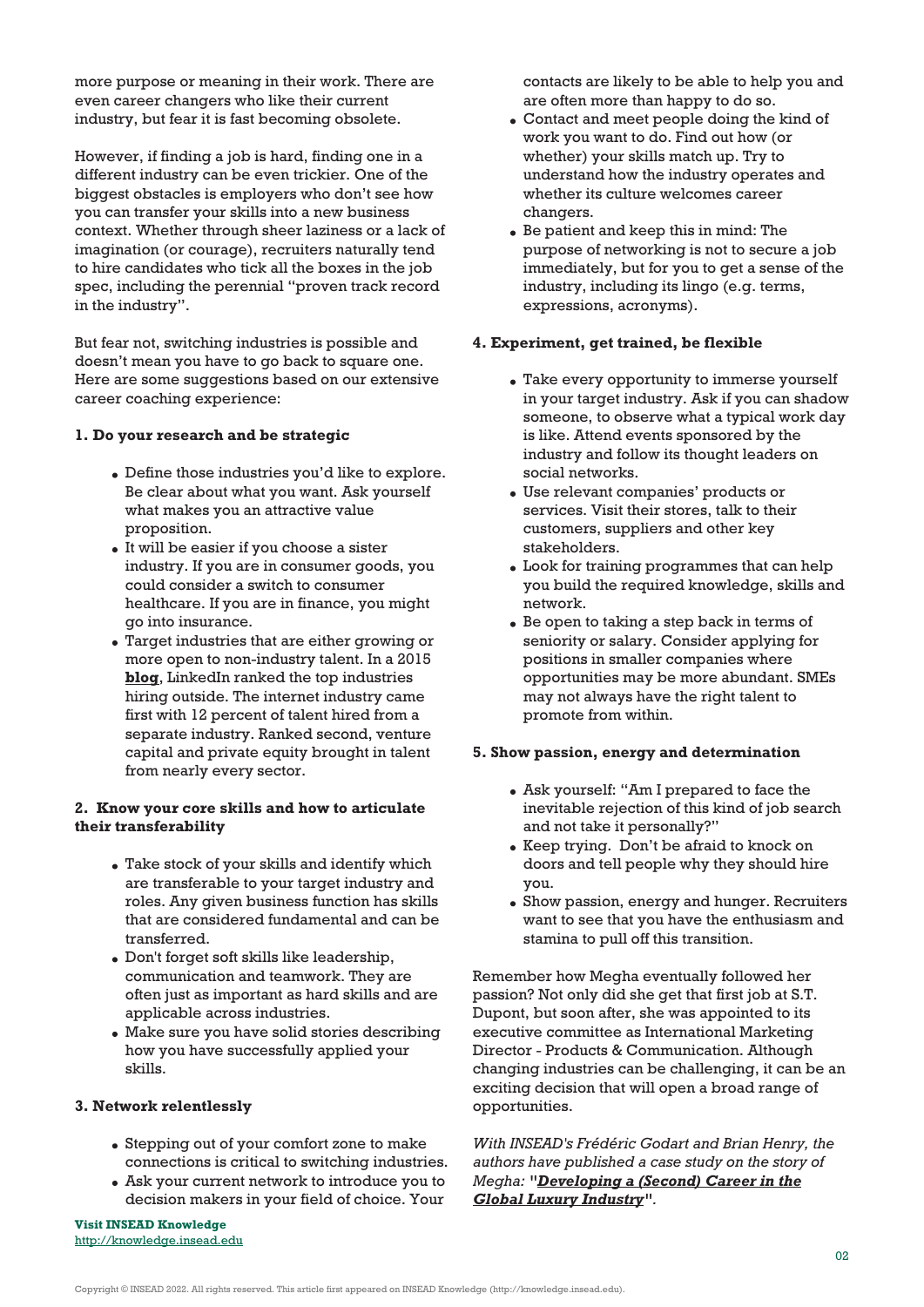more purpose or meaning in their work. There are even career changers who like their current industry, but fear it is fast becoming obsolete.

However, if finding a job is hard, finding one in a different industry can be even trickier. One of the biggest obstacles is employers who don't see how you can transfer your skills into a new business context. Whether through sheer laziness or a lack of imagination (or courage), recruiters naturally tend to hire candidates who tick all the boxes in the job spec, including the perennial "proven track record in the industry".

But fear not, switching industries is possible and doesn't mean you have to go back to square one. Here are some suggestions based on our extensive career coaching experience:

**1. Do your research and be strategic**

- Define those industries you'd like to explore. Be clear about what you want. Ask yourself what makes you an attractive value proposition.
- It will be easier if you choose a sister industry. If you are in consumer goods, you could consider a switch to consumer healthcare. If you are in finance, you might go into insurance.
- Target industries that are either growing or more open to non-industry talent. In a 2015 **blog**, LinkedIn ranked the top industries hiring outside. The internet industry came first with 12 percent of talent hired from a separate industry. Ranked second, venture capital and private equity brought in talent from nearly every sector.

**2. Know your core skills and how to articulate their transferability**

- Take stock of your skills and identify which are transferable to your target industry and roles. Any given business function has skills that are considered fundamental and can be transferred.
- Don't forget soft skills like leadership, communication and teamwork. They are often just as important as hard skills and are applicable across industries.
- Make sure you have solid stories describing how you have successfully applied your skills.

**3. Network relentlessly**

- Stepping out of your comfort zone to make connections is critical to switching industries.
- Ask your current network to introduce you to decision makers in your field of choice. Your contacts are likely to be able to help you and are often more than happy to do so.
- Contact and meet people doing the kind of work you want to do. Find out how (or whether) your skills match up. Try to understand how the industry operates and whether its culture welcomes career changers.
- Be patient and keep this in mind: The purpose of networking is not to secure a job immediately, but for you to get a sense of the industry, including its lingo (e.g. terms, expressions, acronyms).

**4. Experiment, get trained, be flexible**

- Take every opportunity to immerse yourself in your target industry. Ask if you can shadow someone, to observe what a typical work day is like. Attend events sponsored by the industry and follow its thought leaders on social networks.
- Use relevant companies' products or services. Visit their stores, talk to their customers, suppliers and other key stakeholders.
- Look for training programmes that can help you build the required knowledge, skills and network.
- Be open to taking a step back in terms of seniority or salary. Consider applying for positions in smaller companies where opportunities may be more abundant. SMEs may not always have the right talent to promote from within.

**5. Show passion, energy and determination**

- Ask yourself: "Am I prepared to face the inevitable rejection of this kind of job search and not take it personally?"
- Keep trying. Don't be afraid to knock on doors and tell people why they should hire you.
- Show passion, energy and hunger. Recruiters want to see that you have the enthusiasm and stamina to pull off this transition.

Remember how Megha eventually followed her passion? Not only did she get that first job at S.T. Dupont, but soon after, she was appointed to its executive committee as International Marketing Director - Products & Communication. Although changing industries can be challenging, it can be an exciting decision that will open a broad range of opportunities.

*With INSEAD's Frédéric Godart and Brian Henry, the authors have published a case study on the story of Megha: "**Developing a (Second) Career in the Global Luxury Industry**".*

**Visit INSEAD Knowledge**
http://knowledge.insead.edu

Copyright © INSEAD 2022. All rights reserved. This article first appeared on INSEAD Knowledge (http://knowledge.insead.edu).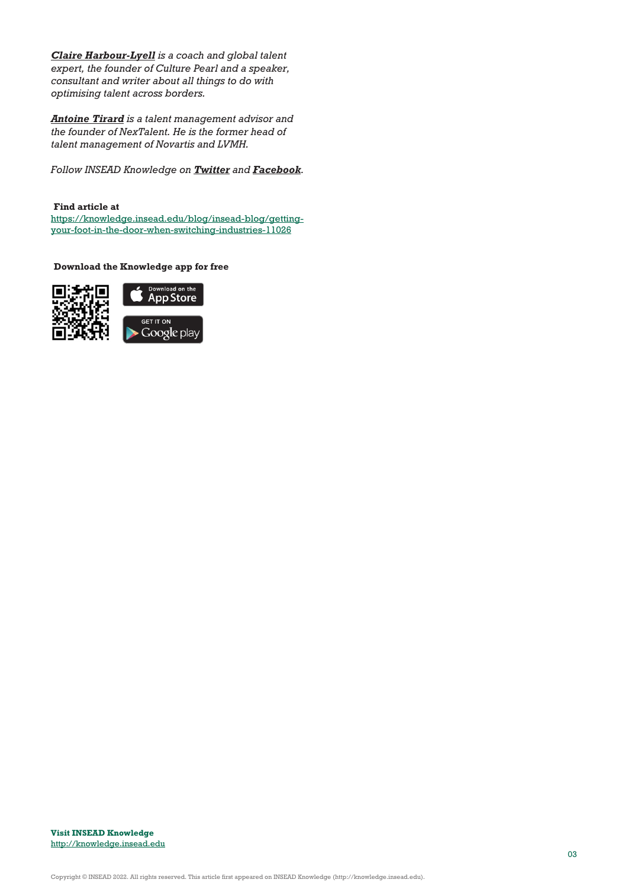***Claire Harbour-Lyell*** *is a coach and global talent expert, the founder of Culture Pearl and a speaker, consultant and writer about all things to do with optimising talent across borders.*

***Antoine Tirard*** *is a talent management advisor and the founder of NexTalent. He is the former head of talent management of Novartis and LVMH.*

*Follow INSEAD Knowledge on* ***Twitter*** *and* ***Facebook****.*

**Find article at**

https://knowledge.insead.edu/blog/insead-blog/getting-your-foot-in-the-door-when-switching-industries-11026

**Download the Knowledge app for free**

Download on the App Store

GET IT ON Google play

**Visit INSEAD Knowledge**

http://knowledge.insead.edu

Copyright © INSEAD 2022. All rights reserved. This article first appeared on INSEAD Knowledge (http://knowledge.insead.edu).